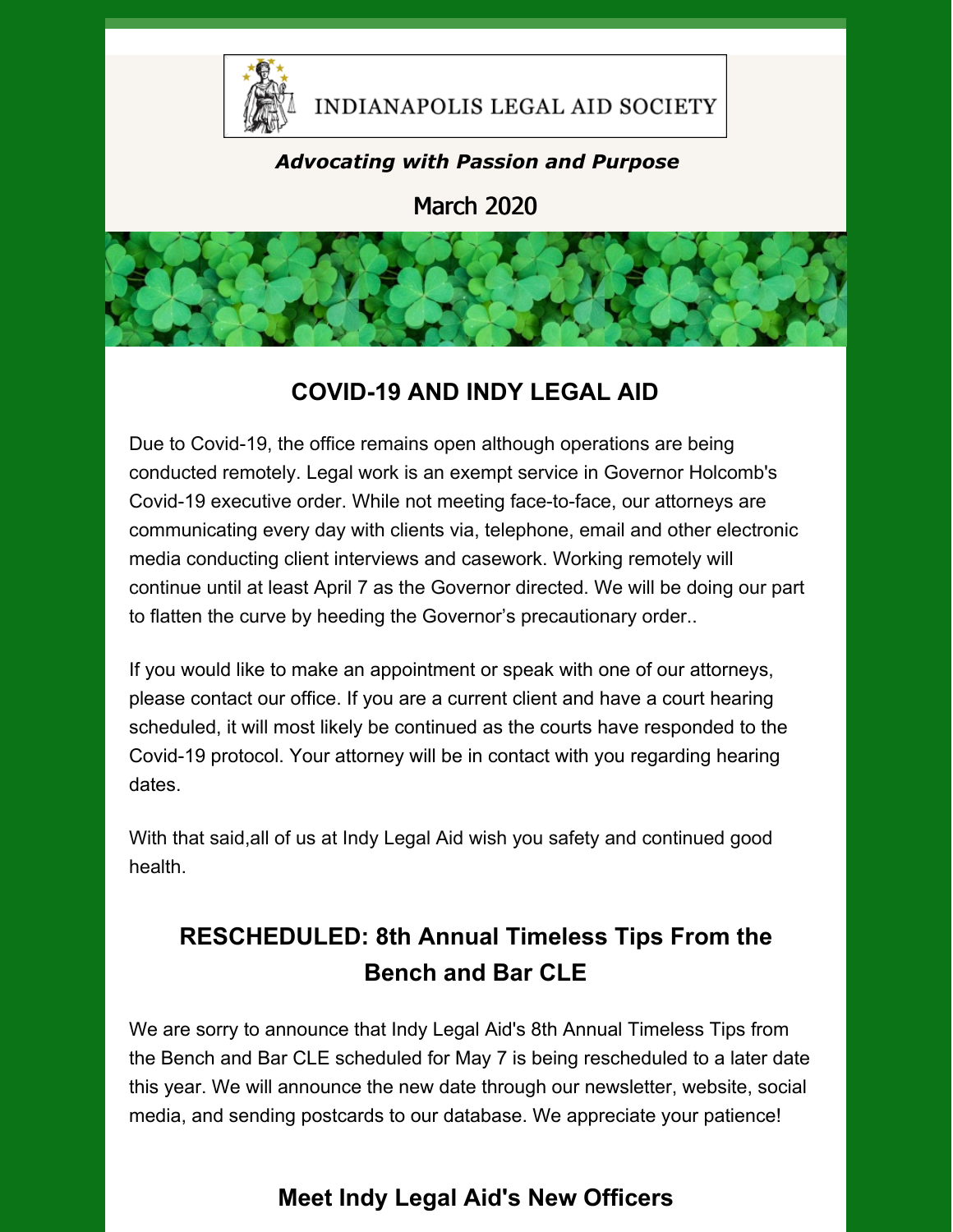INDIANAPOLIS LEGAL AID SOCIETY

***Advocating with Passion and Purpose***

March 2020

## COVID-19 AND INDY LEGAL AID

Due to Covid-19, the office remains open although operations are being conducted remotely. Legal work is an exempt service in Governor Holcomb's Covid-19 executive order. While not meeting face-to-face, our attorneys are communicating every day with clients via, telephone, email and other electronic media conducting client interviews and casework. Working remotely will continue until at least April 7 as the Governor directed. We will be doing our part to flatten the curve by heeding the Governor's precautionary order..

If you would like to make an appointment or speak with one of our attorneys, please contact our office. If you are a current client and have a court hearing scheduled, it will most likely be continued as the courts have responded to the Covid-19 protocol. Your attorney will be in contact with you regarding hearing dates.

With that said,all of us at Indy Legal Aid wish you safety and continued good health.

## RESCHEDULED: 8th Annual Timeless Tips From the Bench and Bar CLE

We are sorry to announce that Indy Legal Aid's 8th Annual Timeless Tips from the Bench and Bar CLE scheduled for May 7 is being rescheduled to a later date this year. We will announce the new date through our newsletter, website, social media, and sending postcards to our database. We appreciate your patience!

## Meet Indy Legal Aid's New Officers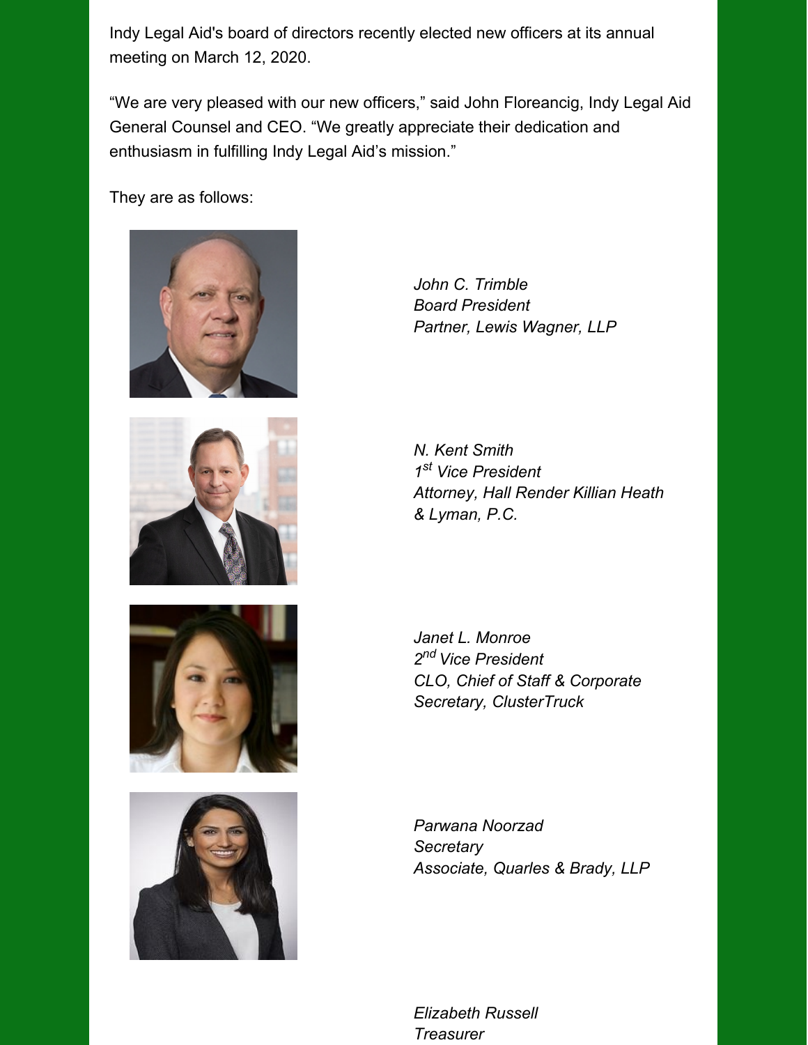Indy Legal Aid's board of directors recently elected new officers at its annual meeting on March 12, 2020.

“We are very pleased with our new officers,” said John Floreancig, Indy Legal Aid General Counsel and CEO. “We greatly appreciate their dedication and enthusiasm in fulfilling Indy Legal Aid’s mission.”

They are as follows:

*John C. Trimble*
*Board President*
*Partner, Lewis Wagner, LLP*

*N. Kent Smith*
*1st Vice President*
*Attorney, Hall Render Killian Heath & Lyman, P.C.*

*Janet L. Monroe*
*2nd Vice President*
*CLO, Chief of Staff & Corporate Secretary, ClusterTruck*

*Parwana Noorzad*
*Secretary*
*Associate, Quarles & Brady, LLP*

*Elizabeth Russell*
*Treasurer*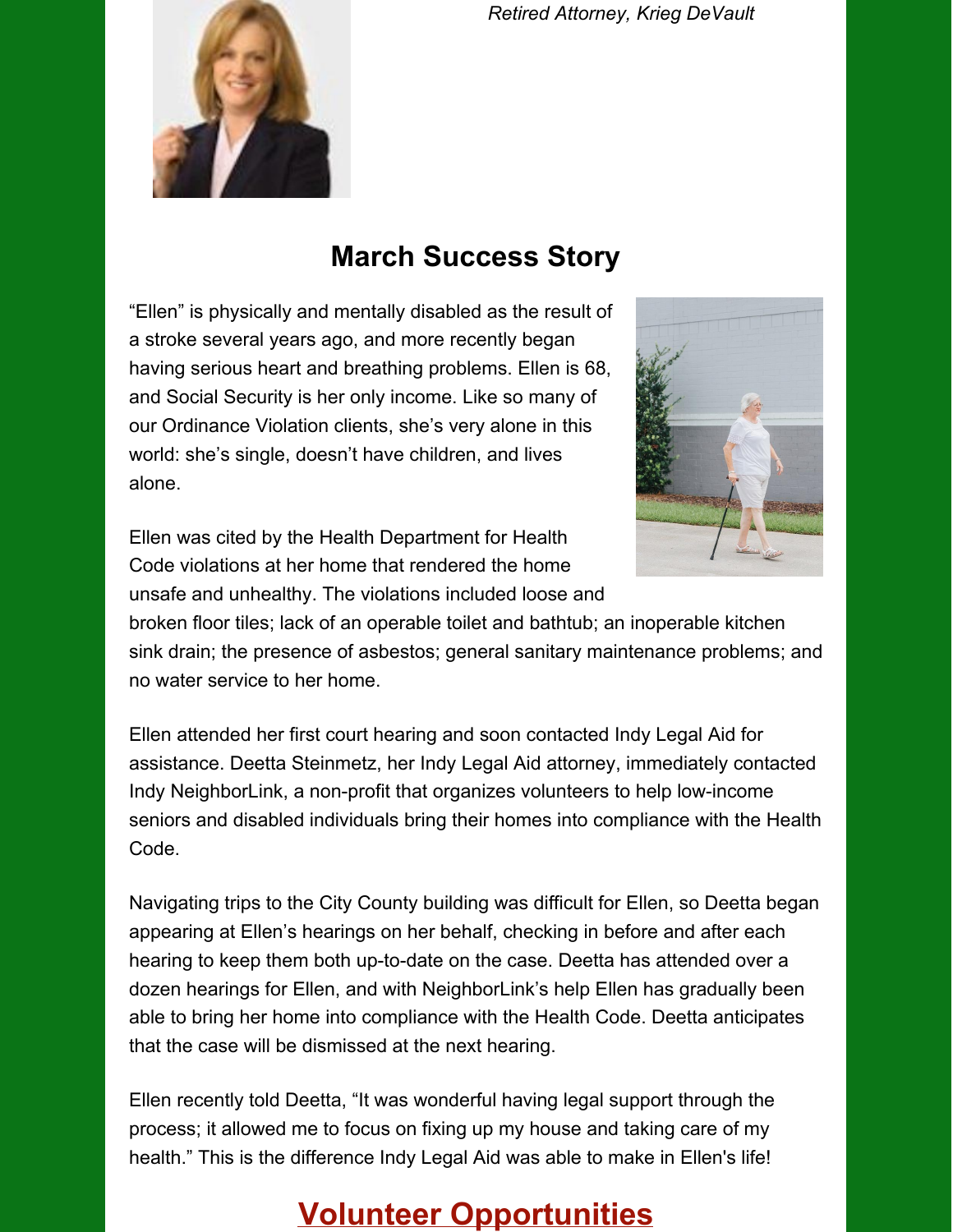*Retired Attorney, Krieg DeVault*

## March Success Story

"Ellen" is physically and mentally disabled as the result of a stroke several years ago, and more recently began having serious heart and breathing problems. Ellen is 68, and Social Security is her only income. Like so many of our Ordinance Violation clients, she's very alone in this world: she's single, doesn't have children, and lives alone.

Ellen was cited by the Health Department for Health Code violations at her home that rendered the home unsafe and unhealthy. The violations included loose and broken floor tiles; lack of an operable toilet and bathtub; an inoperable kitchen sink drain; the presence of asbestos; general sanitary maintenance problems; and no water service to her home.

Ellen attended her first court hearing and soon contacted Indy Legal Aid for assistance. Deetta Steinmetz, her Indy Legal Aid attorney, immediately contacted Indy NeighborLink, a non-profit that organizes volunteers to help low-income seniors and disabled individuals bring their homes into compliance with the Health Code.

Navigating trips to the City County building was difficult for Ellen, so Deetta began appearing at Ellen's hearings on her behalf, checking in before and after each hearing to keep them both up-to-date on the case. Deetta has attended over a dozen hearings for Ellen, and with NeighborLink's help Ellen has gradually been able to bring her home into compliance with the Health Code. Deetta anticipates that the case will be dismissed at the next hearing.

Ellen recently told Deetta, "It was wonderful having legal support through the process; it allowed me to focus on fixing up my house and taking care of my health." This is the difference Indy Legal Aid was able to make in Ellen's life!

## Volunteer Opportunities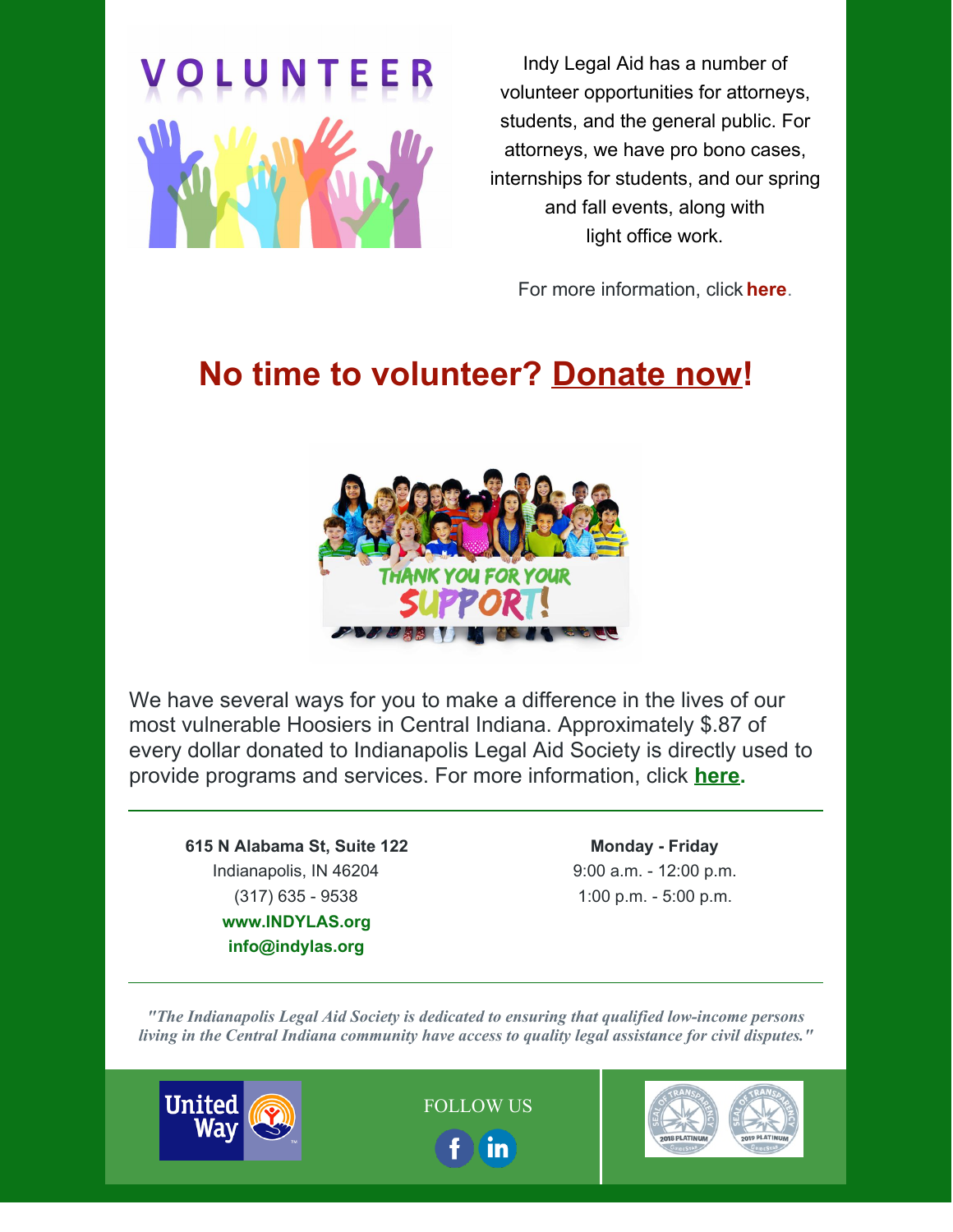Indy Legal Aid has a number of volunteer opportunities for attorneys, students, and the general public. For attorneys, we have pro bono cases, internships for students, and our spring and fall events, along with light office work.

For more information, click **here**.

## No time to volunteer? Donate now!

We have several ways for you to make a difference in the lives of our most vulnerable Hoosiers in Central Indiana. Approximately $.87 of every dollar donated to Indianapolis Legal Aid Society is directly used to provide programs and services. For more information, click **here**.

---

**615 N Alabama St, Suite 122**
Indianapolis, IN 46204
(317) 635 - 9538
**www.INDYLAS.org**
**info@indylas.org**

**Monday - Friday**
9:00 a.m. - 12:00 p.m.
1:00 p.m. - 5:00 p.m.

---

*"The Indianapolis Legal Aid Society is dedicated to ensuring that qualified low-income persons living in the Central Indiana community have access to quality legal assistance for civil disputes."*

FOLLOW US